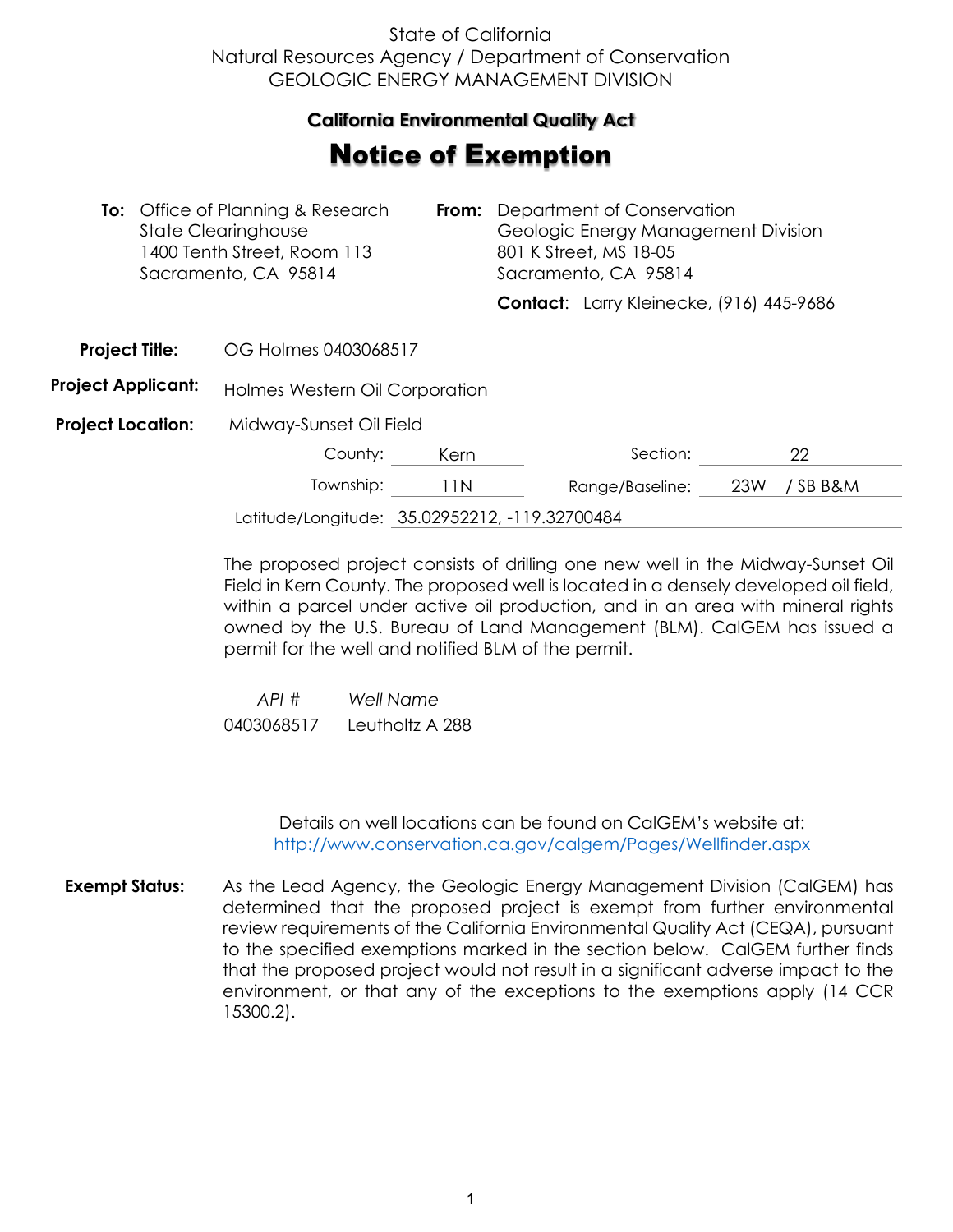State of California
Natural Resources Agency / Department of Conservation
GEOLOGIC ENERGY MANAGEMENT DIVISION

**California Environmental Quality Act**

# Notice of Exemption

**To:** Office of Planning & Research
State Clearinghouse
1400 Tenth Street, Room 113
Sacramento, CA 95814

**From:** Department of Conservation
Geologic Energy Management Division
801 K Street, MS 18-05
Sacramento, CA 95814

**Contact**: Larry Kleinecke, (916) 445-9686

**Project Title:** OG Holmes 0403068517

**Project Applicant:** Holmes Western Oil Corporation

**Project Location:** Midway-Sunset Oil Field

County: Kern
Section: 22
Township: 11N
Range/Baseline: 23W / SB B&M
Latitude/Longitude: 35.02952212, -119.32700484

The proposed project consists of drilling one new well in the Midway-Sunset Oil Field in Kern County. The proposed well is located in a densely developed oil field, within a parcel under active oil production, and in an area with mineral rights owned by the U.S. Bureau of Land Management (BLM). CalGEM has issued a permit for the well and notified BLM of the permit.

| *API #* | *Well Name* |
|---|---|
| 0403068517 | Leutholtz A 288 |

Details on well locations can be found on CalGEM's website at:
http://www.conservation.ca.gov/calgem/Pages/Wellfinder.aspx

**Exempt Status:** As the Lead Agency, the Geologic Energy Management Division (CalGEM) has determined that the proposed project is exempt from further environmental review requirements of the California Environmental Quality Act (CEQA), pursuant to the specified exemptions marked in the section below. CalGEM further finds that the proposed project would not result in a significant adverse impact to the environment, or that any of the exceptions to the exemptions apply (14 CCR 15300.2).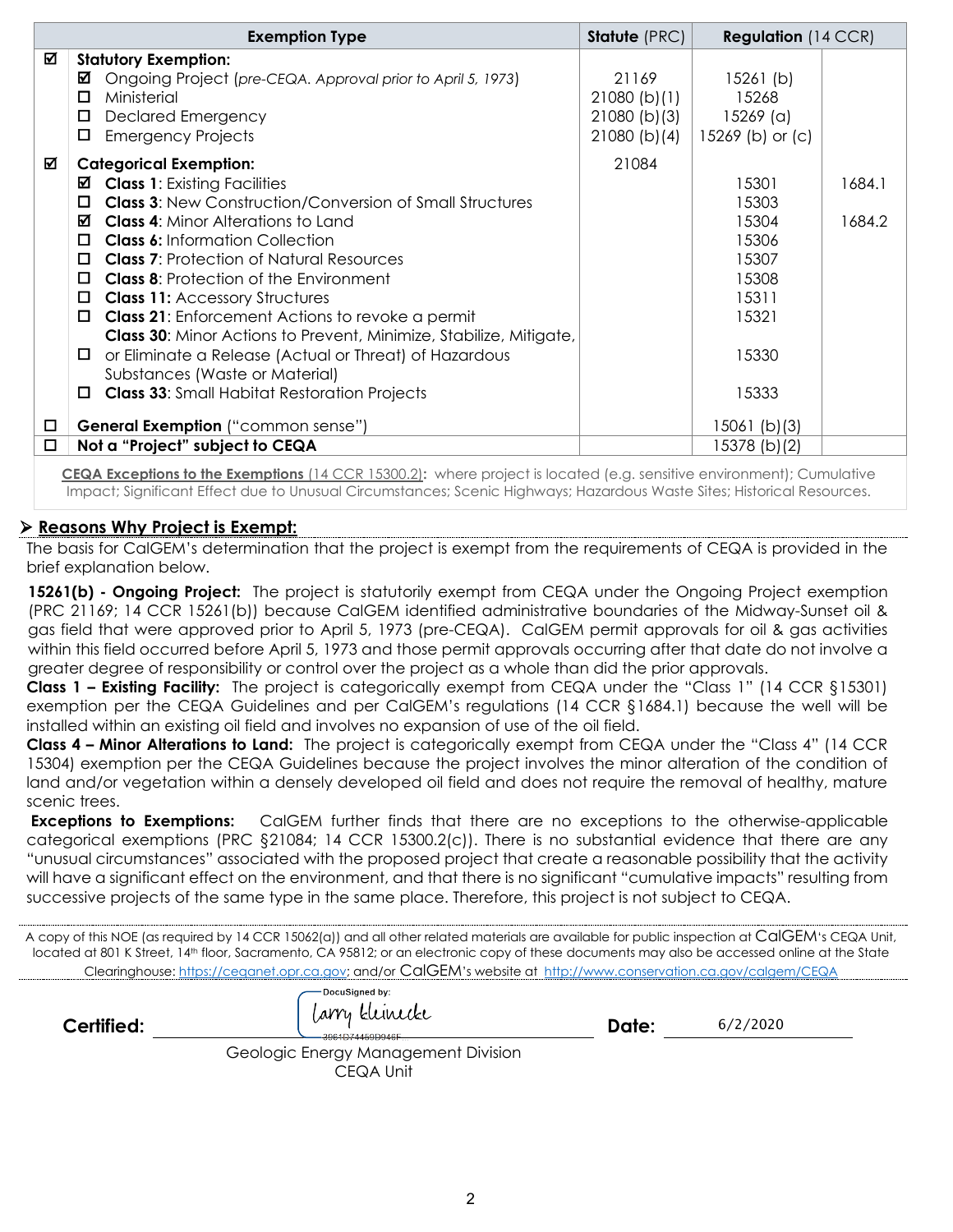| | Exemption Type | Statute (PRC) | Regulation (14 CCR) | |
|---|---|---|---|---|
| ☑ | **Statutory Exemption:** | | | |
| | ☑ Ongoing Project (*pre-CEQA. Approval prior to April 5, 1973*) | 21169 | 15261 (b) | |
| | ☐ Ministerial | 21080 (b)(1) | 15268 | |
| | ☐ Declared Emergency | 21080 (b)(3) | 15269 (a) | |
| | ☐ Emergency Projects | 21080 (b)(4) | 15269 (b) or (c) | |
| ☑ | **Categorical Exemption:** | 21084 | | |
| | ☑ **Class 1**: Existing Facilities | | 15301 | 1684.1 |
| | ☐ **Class 3**: New Construction/Conversion of Small Structures | | 15303 | |
| | ☑ **Class 4**: Minor Alterations to Land | | 15304 | 1684.2 |
| | ☐ **Class 6:** Information Collection | | 15306 | |
| | ☐ **Class 7**: Protection of Natural Resources | | 15307 | |
| | ☐ **Class 8**: Protection of the Environment | | 15308 | |
| | ☐ **Class 11:** Accessory Structures | | 15311 | |
| | ☐ **Class 21**: Enforcement Actions to revoke a permit | | 15321 | |
| | ☐ **Class 30**: Minor Actions to Prevent, Minimize, Stabilize, Mitigate, or Eliminate a Release (Actual or Threat) of Hazardous Substances (Waste or Material) | | 15330 | |
| | ☐ **Class 33**: Small Habitat Restoration Projects | | 15333 | |
| ☐ | **General Exemption** ("common sense") | | 15061 (b)(3) | |
| ☐ | **Not a "Project" subject to CEQA** | | 15378 (b)(2) | |

**CEQA Exceptions to the Exemptions** (14 CCR 15300.2)**:** where project is located (e.g. sensitive environment); Cumulative Impact; Significant Effect due to Unusual Circumstances; Scenic Highways; Hazardous Waste Sites; Historical Resources.

## ➢ Reasons Why Project is Exempt:

The basis for CalGEM's determination that the project is exempt from the requirements of CEQA is provided in the brief explanation below.

**15261(b) - Ongoing Project:** The project is statutorily exempt from CEQA under the Ongoing Project exemption (PRC 21169; 14 CCR 15261(b)) because CalGEM identified administrative boundaries of the Midway-Sunset oil & gas field that were approved prior to April 5, 1973 (pre-CEQA). CalGEM permit approvals for oil & gas activities within this field occurred before April 5, 1973 and those permit approvals occurring after that date do not involve a greater degree of responsibility or control over the project as a whole than did the prior approvals.

**Class 1 – Existing Facility:** The project is categorically exempt from CEQA under the "Class 1" (14 CCR §15301) exemption per the CEQA Guidelines and per CalGEM's regulations (14 CCR §1684.1) because the well will be installed within an existing oil field and involves no expansion of use of the oil field.

**Class 4 – Minor Alterations to Land:** The project is categorically exempt from CEQA under the "Class 4" (14 CCR 15304) exemption per the CEQA Guidelines because the project involves the minor alteration of the condition of land and/or vegetation within a densely developed oil field and does not require the removal of healthy, mature scenic trees.

**Exceptions to Exemptions:** CalGEM further finds that there are no exceptions to the otherwise-applicable categorical exemptions (PRC §21084; 14 CCR 15300.2(c)). There is no substantial evidence that there are any "unusual circumstances" associated with the proposed project that create a reasonable possibility that the activity will have a significant effect on the environment, and that there is no significant "cumulative impacts" resulting from successive projects of the same type in the same place. Therefore, this project is not subject to CEQA.

A copy of this NOE (as required by 14 CCR 15062(a)) and all other related materials are available for public inspection at CalGEM's CEQA Unit, located at 801 K Street, 14th floor, Sacramento, CA 95812; or an electronic copy of these documents may also be accessed online at the State Clearinghouse: https://ceqanet.opr.ca.gov; and/or CalGEM's website at http://www.conservation.ca.gov/calgem/CEQA

**Certified:** DocuSigned by: Larry Kleinecke 3961D74459D946F...  **Date:** 6/2/2020

Geologic Energy Management Division
CEQA Unit